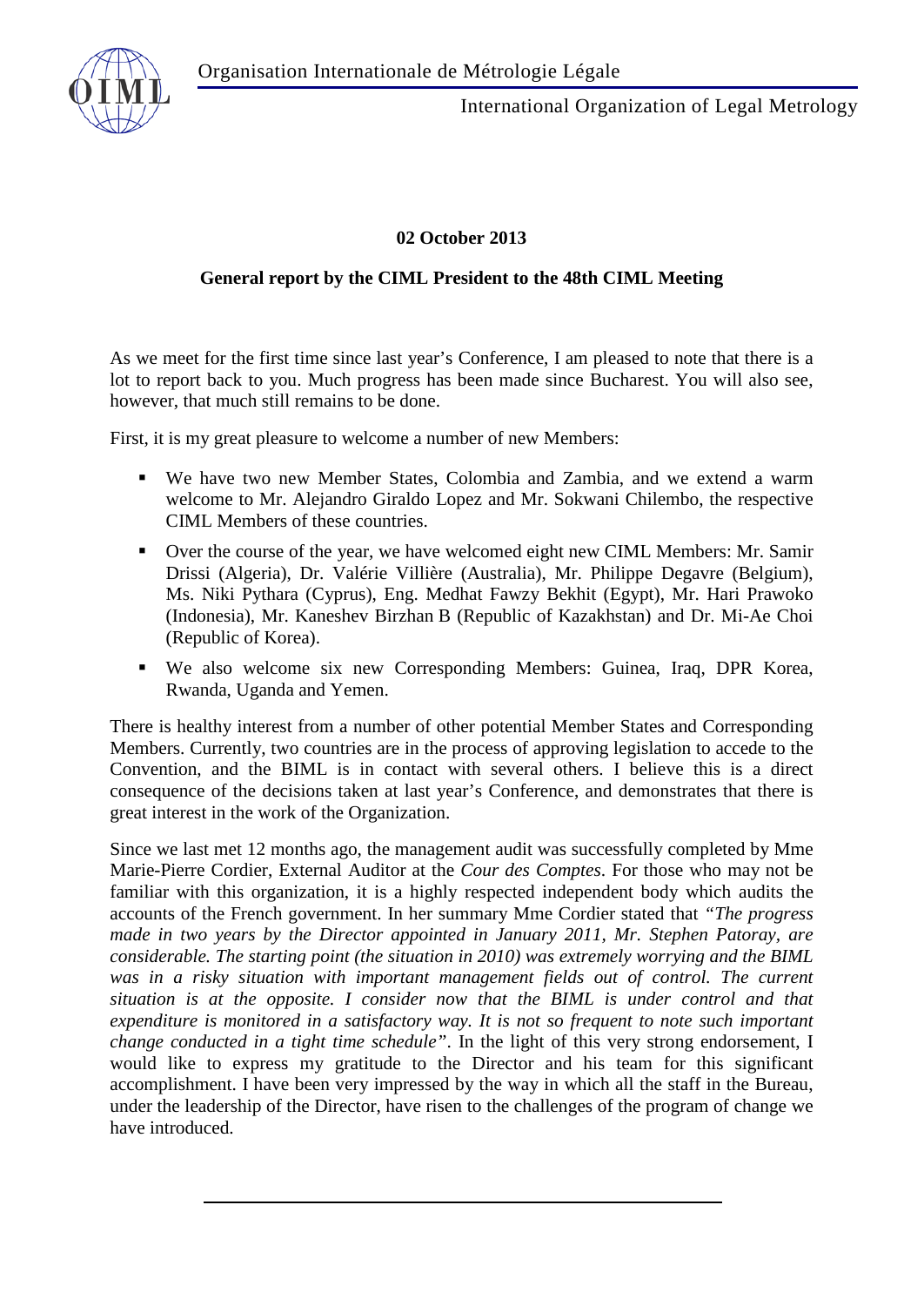Organisation Internationale de Métrologie Légale

International Organization of Legal Metrology

**02 October 2013**

**General report by the CIML President to the 48th CIML Meeting**

As we meet for the first time since last year's Conference, I am pleased to note that there is a lot to report back to you. Much progress has been made since Bucharest. You will also see, however, that much still remains to be done.

First, it is my great pleasure to welcome a number of new Members:

- We have two new Member States, Colombia and Zambia, and we extend a warm welcome to Mr. Alejandro Giraldo Lopez and Mr. Sokwani Chilembo, the respective CIML Members of these countries.
- Over the course of the year, we have welcomed eight new CIML Members: Mr. Samir Drissi (Algeria), Dr. Valérie Villière (Australia), Mr. Philippe Degavre (Belgium), Ms. Niki Pythara (Cyprus), Eng. Medhat Fawzy Bekhit (Egypt), Mr. Hari Prawoko (Indonesia), Mr. Kaneshev Birzhan B (Republic of Kazakhstan) and Dr. Mi-Ae Choi (Republic of Korea).
- We also welcome six new Corresponding Members: Guinea, Iraq, DPR Korea, Rwanda, Uganda and Yemen.

There is healthy interest from a number of other potential Member States and Corresponding Members. Currently, two countries are in the process of approving legislation to accede to the Convention, and the BIML is in contact with several others. I believe this is a direct consequence of the decisions taken at last year's Conference, and demonstrates that there is great interest in the work of the Organization.

Since we last met 12 months ago, the management audit was successfully completed by Mme Marie-Pierre Cordier, External Auditor at the *Cour des Comptes*. For those who may not be familiar with this organization, it is a highly respected independent body which audits the accounts of the French government. In her summary Mme Cordier stated that *"The progress made in two years by the Director appointed in January 2011, Mr. Stephen Patoray, are considerable. The starting point (the situation in 2010) was extremely worrying and the BIML was in a risky situation with important management fields out of control. The current situation is at the opposite. I consider now that the BIML is under control and that expenditure is monitored in a satisfactory way. It is not so frequent to note such important change conducted in a tight time schedule"*. In the light of this very strong endorsement, I would like to express my gratitude to the Director and his team for this significant accomplishment. I have been very impressed by the way in which all the staff in the Bureau, under the leadership of the Director, have risen to the challenges of the program of change we have introduced.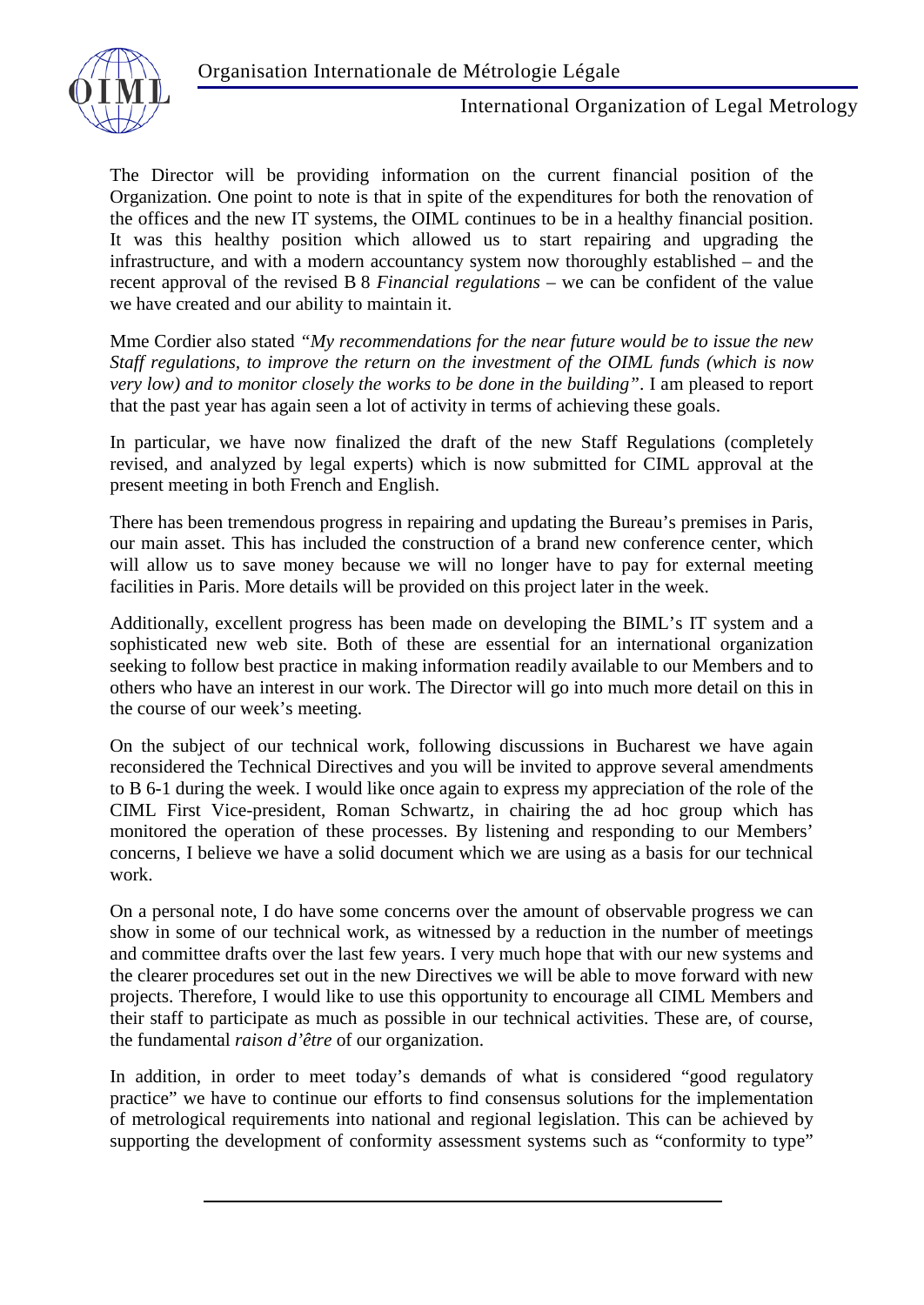The Director will be providing information on the current financial position of the Organization. One point to note is that in spite of the expenditures for both the renovation of the offices and the new IT systems, the OIML continues to be in a healthy financial position. It was this healthy position which allowed us to start repairing and upgrading the infrastructure, and with a modern accountancy system now thoroughly established – and the recent approval of the revised B 8 *Financial regulations* – we can be confident of the value we have created and our ability to maintain it.

Mme Cordier also stated *"My recommendations for the near future would be to issue the new Staff regulations, to improve the return on the investment of the OIML funds (which is now very low) and to monitor closely the works to be done in the building"*. I am pleased to report that the past year has again seen a lot of activity in terms of achieving these goals.

In particular, we have now finalized the draft of the new Staff Regulations (completely revised, and analyzed by legal experts) which is now submitted for CIML approval at the present meeting in both French and English.

There has been tremendous progress in repairing and updating the Bureau's premises in Paris, our main asset. This has included the construction of a brand new conference center, which will allow us to save money because we will no longer have to pay for external meeting facilities in Paris. More details will be provided on this project later in the week.

Additionally, excellent progress has been made on developing the BIML's IT system and a sophisticated new web site. Both of these are essential for an international organization seeking to follow best practice in making information readily available to our Members and to others who have an interest in our work. The Director will go into much more detail on this in the course of our week's meeting.

On the subject of our technical work, following discussions in Bucharest we have again reconsidered the Technical Directives and you will be invited to approve several amendments to B 6-1 during the week. I would like once again to express my appreciation of the role of the CIML First Vice-president, Roman Schwartz, in chairing the ad hoc group which has monitored the operation of these processes. By listening and responding to our Members' concerns, I believe we have a solid document which we are using as a basis for our technical work.

On a personal note, I do have some concerns over the amount of observable progress we can show in some of our technical work, as witnessed by a reduction in the number of meetings and committee drafts over the last few years. I very much hope that with our new systems and the clearer procedures set out in the new Directives we will be able to move forward with new projects. Therefore, I would like to use this opportunity to encourage all CIML Members and their staff to participate as much as possible in our technical activities. These are, of course, the fundamental *raison d'être* of our organization.

In addition, in order to meet today's demands of what is considered "good regulatory practice" we have to continue our efforts to find consensus solutions for the implementation of metrological requirements into national and regional legislation. This can be achieved by supporting the development of conformity assessment systems such as "conformity to type"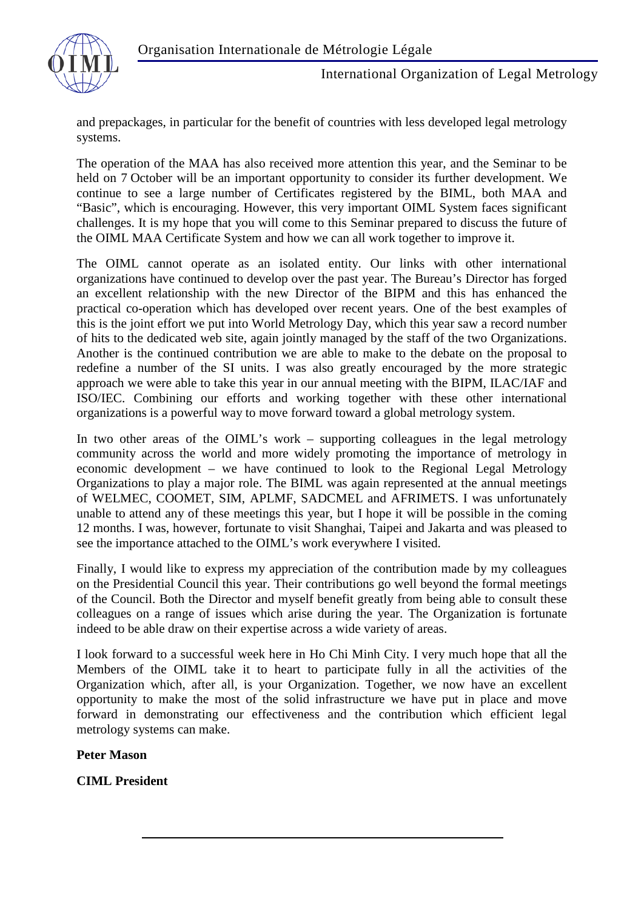and prepackages, in particular for the benefit of countries with less developed legal metrology systems.

The operation of the MAA has also received more attention this year, and the Seminar to be held on 7 October will be an important opportunity to consider its further development. We continue to see a large number of Certificates registered by the BIML, both MAA and "Basic", which is encouraging. However, this very important OIML System faces significant challenges. It is my hope that you will come to this Seminar prepared to discuss the future of the OIML MAA Certificate System and how we can all work together to improve it.

The OIML cannot operate as an isolated entity. Our links with other international organizations have continued to develop over the past year. The Bureau's Director has forged an excellent relationship with the new Director of the BIPM and this has enhanced the practical co-operation which has developed over recent years. One of the best examples of this is the joint effort we put into World Metrology Day, which this year saw a record number of hits to the dedicated web site, again jointly managed by the staff of the two Organizations. Another is the continued contribution we are able to make to the debate on the proposal to redefine a number of the SI units. I was also greatly encouraged by the more strategic approach we were able to take this year in our annual meeting with the BIPM, ILAC/IAF and ISO/IEC. Combining our efforts and working together with these other international organizations is a powerful way to move forward toward a global metrology system.

In two other areas of the OIML's work – supporting colleagues in the legal metrology community across the world and more widely promoting the importance of metrology in economic development – we have continued to look to the Regional Legal Metrology Organizations to play a major role. The BIML was again represented at the annual meetings of WELMEC, COOMET, SIM, APLMF, SADCMEL and AFRIMETS. I was unfortunately unable to attend any of these meetings this year, but I hope it will be possible in the coming 12 months. I was, however, fortunate to visit Shanghai, Taipei and Jakarta and was pleased to see the importance attached to the OIML's work everywhere I visited.

Finally, I would like to express my appreciation of the contribution made by my colleagues on the Presidential Council this year. Their contributions go well beyond the formal meetings of the Council. Both the Director and myself benefit greatly from being able to consult these colleagues on a range of issues which arise during the year. The Organization is fortunate indeed to be able draw on their expertise across a wide variety of areas.

I look forward to a successful week here in Ho Chi Minh City. I very much hope that all the Members of the OIML take it to heart to participate fully in all the activities of the Organization which, after all, is your Organization. Together, we now have an excellent opportunity to make the most of the solid infrastructure we have put in place and move forward in demonstrating our effectiveness and the contribution which efficient legal metrology systems can make.

**Peter Mason**

**CIML President**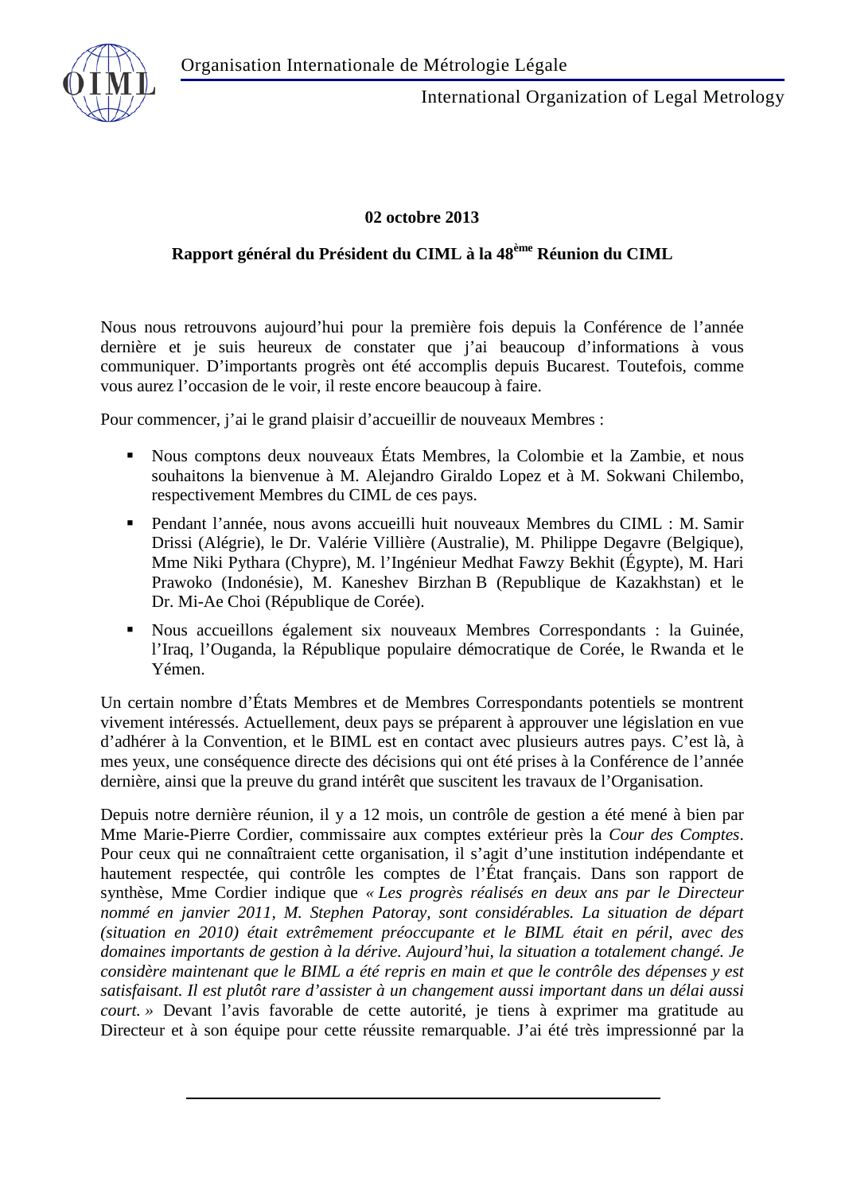**02 octobre 2013**

**Rapport général du Président du CIML à la 48ème Réunion du CIML**

Nous nous retrouvons aujourd'hui pour la première fois depuis la Conférence de l'année dernière et je suis heureux de constater que j'ai beaucoup d'informations à vous communiquer. D'importants progrès ont été accomplis depuis Bucarest. Toutefois, comme vous aurez l'occasion de le voir, il reste encore beaucoup à faire.

Pour commencer, j'ai le grand plaisir d'accueillir de nouveaux Membres :

- Nous comptons deux nouveaux États Membres, la Colombie et la Zambie, et nous souhaitons la bienvenue à M. Alejandro Giraldo Lopez et à M. Sokwani Chilembo, respectivement Membres du CIML de ces pays.
- Pendant l'année, nous avons accueilli huit nouveaux Membres du CIML : M. Samir Drissi (Alégrie), le Dr. Valérie Villière (Australie), M. Philippe Degavre (Belgique), Mme Niki Pythara (Chypre), M. l'Ingénieur Medhat Fawzy Bekhit (Égypte), M. Hari Prawoko (Indonésie), M. Kaneshev Birzhan B (Republique de Kazakhstan) et le Dr. Mi-Ae Choi (République de Corée).
- Nous accueillons également six nouveaux Membres Correspondants : la Guinée, l'Iraq, l'Ouganda, la République populaire démocratique de Corée, le Rwanda et le Yémen.

Un certain nombre d'États Membres et de Membres Correspondants potentiels se montrent vivement intéressés. Actuellement, deux pays se préparent à approuver une législation en vue d'adhérer à la Convention, et le BIML est en contact avec plusieurs autres pays. C'est là, à mes yeux, une conséquence directe des décisions qui ont été prises à la Conférence de l'année dernière, ainsi que la preuve du grand intérêt que suscitent les travaux de l'Organisation.

Depuis notre dernière réunion, il y a 12 mois, un contrôle de gestion a été mené à bien par Mme Marie-Pierre Cordier, commissaire aux comptes extérieur près la *Cour des Comptes*. Pour ceux qui ne connaîtraient cette organisation, il s'agit d'une institution indépendante et hautement respectée, qui contrôle les comptes de l'État français. Dans son rapport de synthèse, Mme Cordier indique que *« Les progrès réalisés en deux ans par le Directeur nommé en janvier 2011, M. Stephen Patoray, sont considérables. La situation de départ (situation en 2010) était extrêmement préoccupante et le BIML était en péril, avec des domaines importants de gestion à la dérive. Aujourd'hui, la situation a totalement changé. Je considère maintenant que le BIML a été repris en main et que le contrôle des dépenses y est satisfaisant. Il est plutôt rare d'assister à un changement aussi important dans un délai aussi court. »* Devant l'avis favorable de cette autorité, je tiens à exprimer ma gratitude au Directeur et à son équipe pour cette réussite remarquable. J'ai été très impressionné par la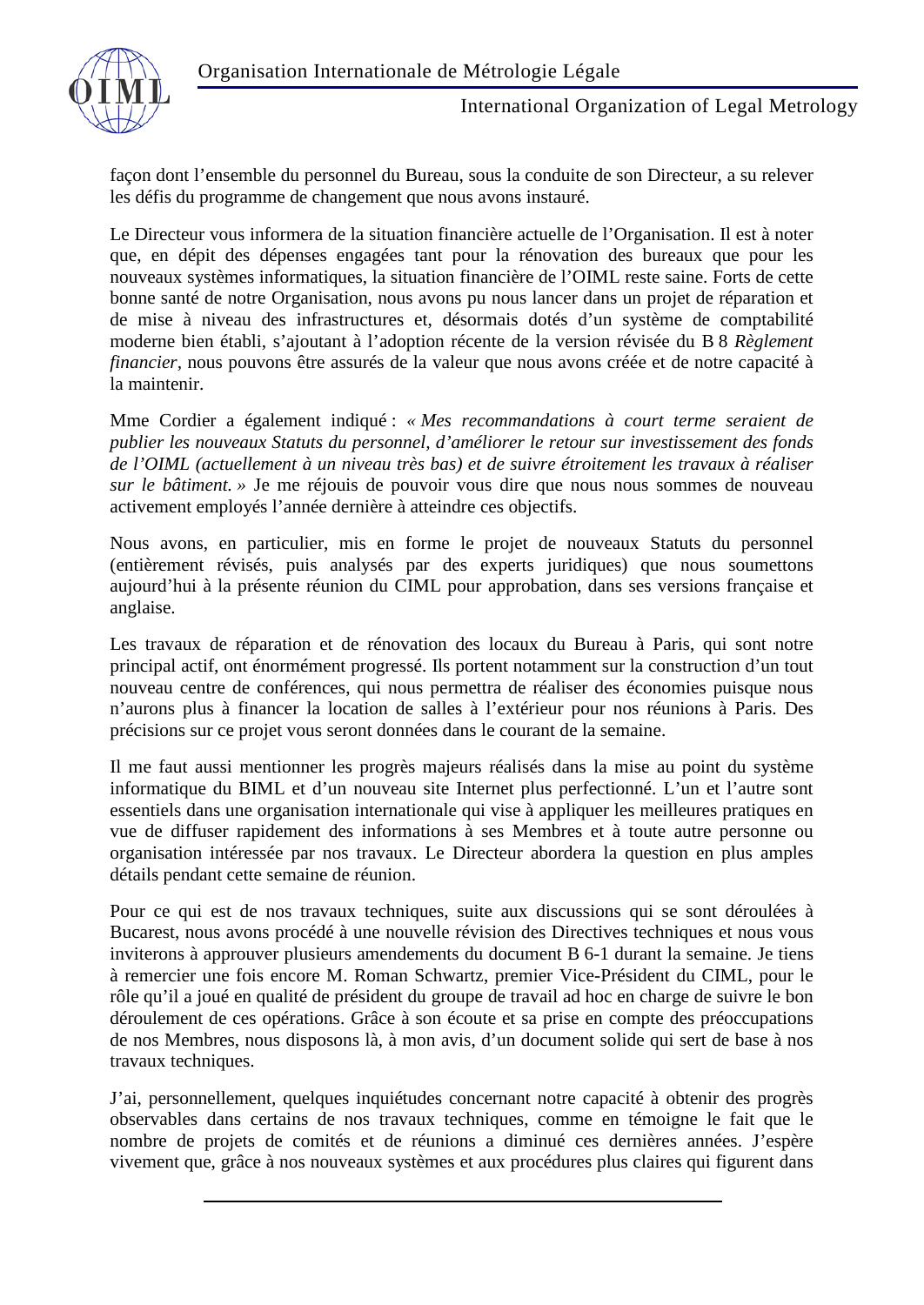façon dont l'ensemble du personnel du Bureau, sous la conduite de son Directeur, a su relever les défis du programme de changement que nous avons instauré.

Le Directeur vous informera de la situation financière actuelle de l'Organisation. Il est à noter que, en dépit des dépenses engagées tant pour la rénovation des bureaux que pour les nouveaux systèmes informatiques, la situation financière de l'OIML reste saine. Forts de cette bonne santé de notre Organisation, nous avons pu nous lancer dans un projet de réparation et de mise à niveau des infrastructures et, désormais dotés d'un système de comptabilité moderne bien établi, s'ajoutant à l'adoption récente de la version révisée du B 8 *Règlement financier*, nous pouvons être assurés de la valeur que nous avons créée et de notre capacité à la maintenir.

Mme Cordier a également indiqué : *« Mes recommandations à court terme seraient de publier les nouveaux Statuts du personnel, d'améliorer le retour sur investissement des fonds de l'OIML (actuellement à un niveau très bas) et de suivre étroitement les travaux à réaliser sur le bâtiment. »* Je me réjouis de pouvoir vous dire que nous nous sommes de nouveau activement employés l'année dernière à atteindre ces objectifs.

Nous avons, en particulier, mis en forme le projet de nouveaux Statuts du personnel (entièrement révisés, puis analysés par des experts juridiques) que nous soumettons aujourd'hui à la présente réunion du CIML pour approbation, dans ses versions française et anglaise.

Les travaux de réparation et de rénovation des locaux du Bureau à Paris, qui sont notre principal actif, ont énormément progressé. Ils portent notamment sur la construction d'un tout nouveau centre de conférences, qui nous permettra de réaliser des économies puisque nous n'aurons plus à financer la location de salles à l'extérieur pour nos réunions à Paris. Des précisions sur ce projet vous seront données dans le courant de la semaine.

Il me faut aussi mentionner les progrès majeurs réalisés dans la mise au point du système informatique du BIML et d'un nouveau site Internet plus perfectionné. L'un et l'autre sont essentiels dans une organisation internationale qui vise à appliquer les meilleures pratiques en vue de diffuser rapidement des informations à ses Membres et à toute autre personne ou organisation intéressée par nos travaux. Le Directeur abordera la question en plus amples détails pendant cette semaine de réunion.

Pour ce qui est de nos travaux techniques, suite aux discussions qui se sont déroulées à Bucarest, nous avons procédé à une nouvelle révision des Directives techniques et nous vous inviterons à approuver plusieurs amendements du document B 6-1 durant la semaine. Je tiens à remercier une fois encore M. Roman Schwartz, premier Vice-Président du CIML, pour le rôle qu'il a joué en qualité de président du groupe de travail ad hoc en charge de suivre le bon déroulement de ces opérations. Grâce à son écoute et sa prise en compte des préoccupations de nos Membres, nous disposons là, à mon avis, d'un document solide qui sert de base à nos travaux techniques.

J'ai, personnellement, quelques inquiétudes concernant notre capacité à obtenir des progrès observables dans certains de nos travaux techniques, comme en témoigne le fait que le nombre de projets de comités et de réunions a diminué ces dernières années. J'espère vivement que, grâce à nos nouveaux systèmes et aux procédures plus claires qui figurent dans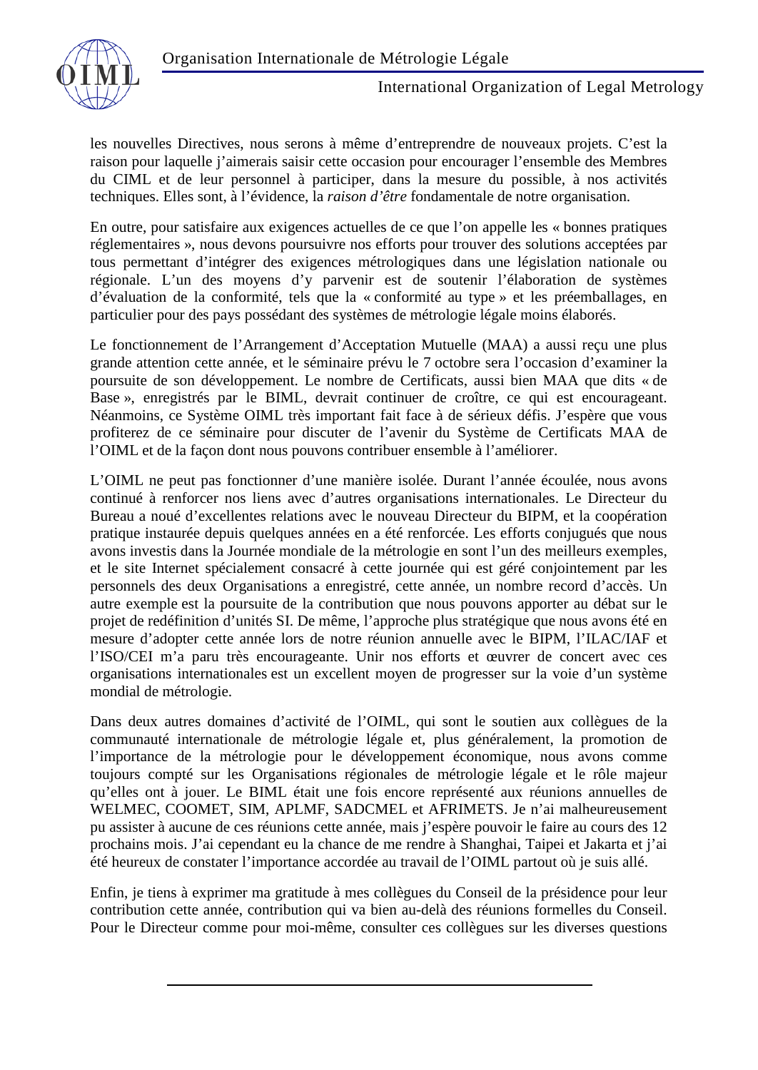les nouvelles Directives, nous serons à même d'entreprendre de nouveaux projets. C'est la raison pour laquelle j'aimerais saisir cette occasion pour encourager l'ensemble des Membres du CIML et de leur personnel à participer, dans la mesure du possible, à nos activités techniques. Elles sont, à l'évidence, la *raison d'être* fondamentale de notre organisation.

En outre, pour satisfaire aux exigences actuelles de ce que l'on appelle les « bonnes pratiques réglementaires », nous devons poursuivre nos efforts pour trouver des solutions acceptées par tous permettant d'intégrer des exigences métrologiques dans une législation nationale ou régionale. L'un des moyens d'y parvenir est de soutenir l'élaboration de systèmes d'évaluation de la conformité, tels que la « conformité au type » et les préemballages, en particulier pour des pays possédant des systèmes de métrologie légale moins élaborés.

Le fonctionnement de l'Arrangement d'Acceptation Mutuelle (MAA) a aussi reçu une plus grande attention cette année, et le séminaire prévu le 7 octobre sera l'occasion d'examiner la poursuite de son développement. Le nombre de Certificats, aussi bien MAA que dits « de Base », enregistrés par le BIML, devrait continuer de croître, ce qui est encourageant. Néanmoins, ce Système OIML très important fait face à de sérieux défis. J'espère que vous profiterez de ce séminaire pour discuter de l'avenir du Système de Certificats MAA de l'OIML et de la façon dont nous pouvons contribuer ensemble à l'améliorer.

L'OIML ne peut pas fonctionner d'une manière isolée. Durant l'année écoulée, nous avons continué à renforcer nos liens avec d'autres organisations internationales. Le Directeur du Bureau a noué d'excellentes relations avec le nouveau Directeur du BIPM, et la coopération pratique instaurée depuis quelques années en a été renforcée. Les efforts conjugués que nous avons investis dans la Journée mondiale de la métrologie en sont l'un des meilleurs exemples, et le site Internet spécialement consacré à cette journée qui est géré conjointement par les personnels des deux Organisations a enregistré, cette année, un nombre record d'accès. Un autre exemple est la poursuite de la contribution que nous pouvons apporter au débat sur le projet de redéfinition d'unités SI. De même, l'approche plus stratégique que nous avons été en mesure d'adopter cette année lors de notre réunion annuelle avec le BIPM, l'ILAC/IAF et l'ISO/CEI m'a paru très encourageante. Unir nos efforts et œuvrer de concert avec ces organisations internationales est un excellent moyen de progresser sur la voie d'un système mondial de métrologie.

Dans deux autres domaines d'activité de l'OIML, qui sont le soutien aux collègues de la communauté internationale de métrologie légale et, plus généralement, la promotion de l'importance de la métrologie pour le développement économique, nous avons comme toujours compté sur les Organisations régionales de métrologie légale et le rôle majeur qu'elles ont à jouer. Le BIML était une fois encore représenté aux réunions annuelles de WELMEC, COOMET, SIM, APLMF, SADCMEL et AFRIMETS. Je n'ai malheureusement pu assister à aucune de ces réunions cette année, mais j'espère pouvoir le faire au cours des 12 prochains mois. J'ai cependant eu la chance de me rendre à Shanghai, Taipei et Jakarta et j'ai été heureux de constater l'importance accordée au travail de l'OIML partout où je suis allé.

Enfin, je tiens à exprimer ma gratitude à mes collègues du Conseil de la présidence pour leur contribution cette année, contribution qui va bien au-delà des réunions formelles du Conseil. Pour le Directeur comme pour moi-même, consulter ces collègues sur les diverses questions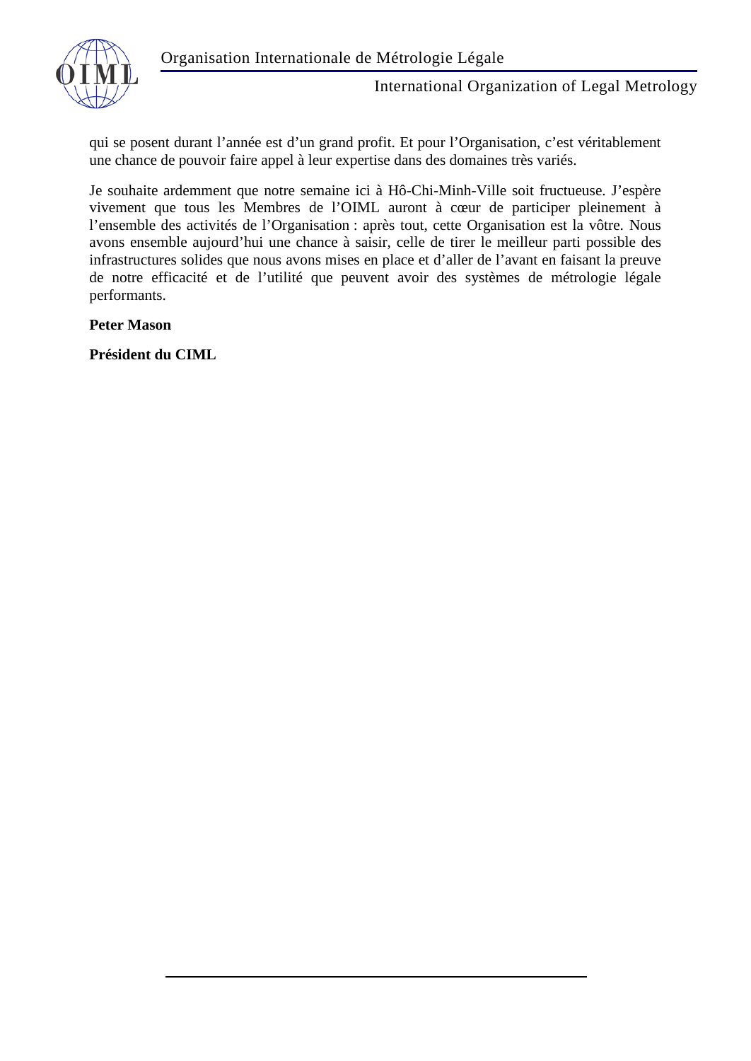qui se posent durant l'année est d'un grand profit. Et pour l'Organisation, c'est véritablement une chance de pouvoir faire appel à leur expertise dans des domaines très variés.

Je souhaite ardemment que notre semaine ici à Hô-Chi-Minh-Ville soit fructueuse. J'espère vivement que tous les Membres de l'OIML auront à cœur de participer pleinement à l'ensemble des activités de l'Organisation : après tout, cette Organisation est la vôtre. Nous avons ensemble aujourd'hui une chance à saisir, celle de tirer le meilleur parti possible des infrastructures solides que nous avons mises en place et d'aller de l'avant en faisant la preuve de notre efficacité et de l'utilité que peuvent avoir des systèmes de métrologie légale performants.

**Peter Mason**

**Président du CIML**